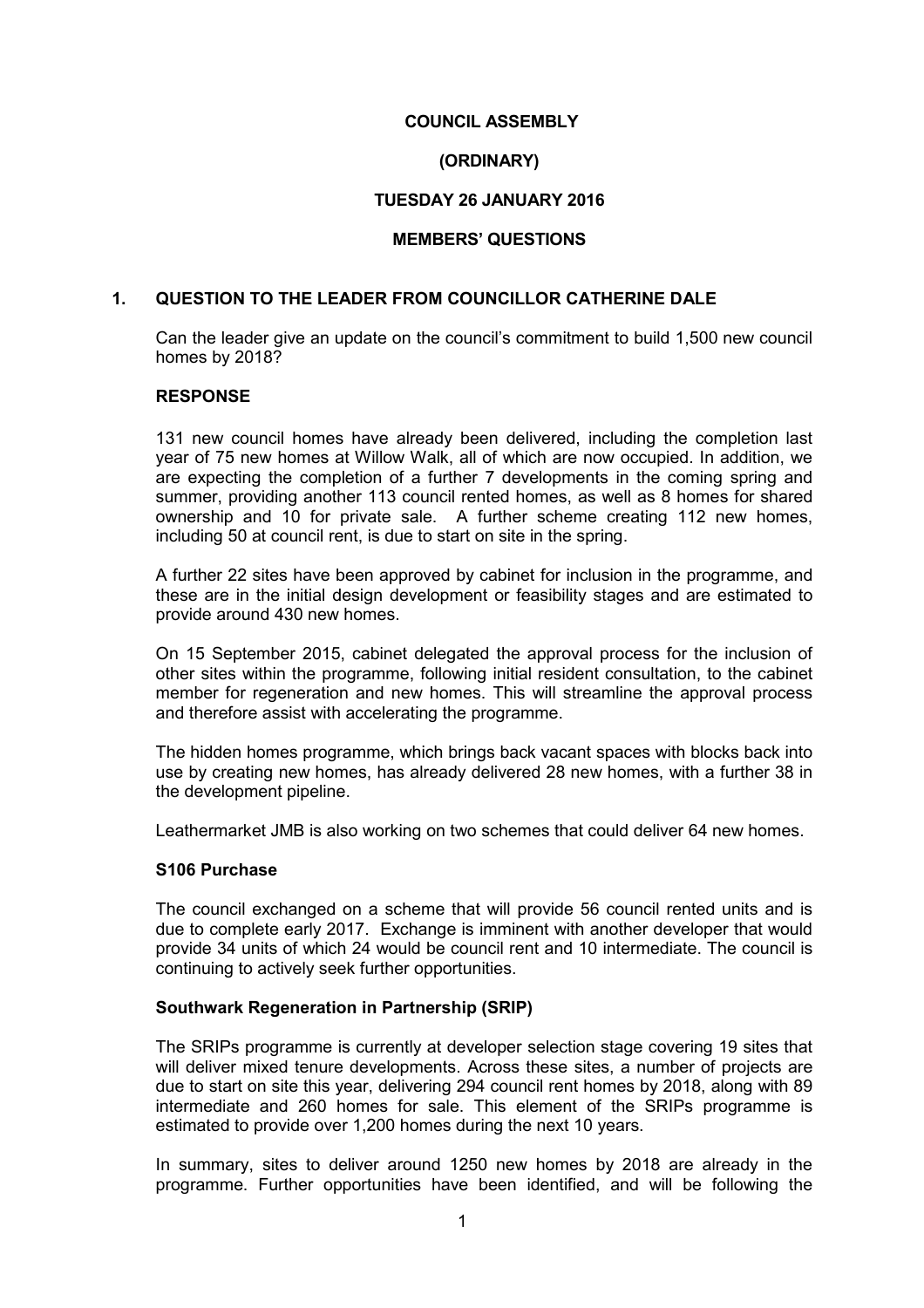**COUNCIL ASSEMBLY**

**(ORDINARY)**

**TUESDAY 26 JANUARY 2016**

**MEMBERS' QUESTIONS**

## 1. QUESTION TO THE LEADER FROM COUNCILLOR CATHERINE DALE

Can the leader give an update on the council's commitment to build 1,500 new council homes by 2018?

### RESPONSE

131 new council homes have already been delivered, including the completion last year of 75 new homes at Willow Walk, all of which are now occupied. In addition, we are expecting the completion of a further 7 developments in the coming spring and summer, providing another 113 council rented homes, as well as 8 homes for shared ownership and 10 for private sale. A further scheme creating 112 new homes, including 50 at council rent, is due to start on site in the spring.

A further 22 sites have been approved by cabinet for inclusion in the programme, and these are in the initial design development or feasibility stages and are estimated to provide around 430 new homes.

On 15 September 2015, cabinet delegated the approval process for the inclusion of other sites within the programme, following initial resident consultation, to the cabinet member for regeneration and new homes. This will streamline the approval process and therefore assist with accelerating the programme.

The hidden homes programme, which brings back vacant spaces with blocks back into use by creating new homes, has already delivered 28 new homes, with a further 38 in the development pipeline.

Leathermarket JMB is also working on two schemes that could deliver 64 new homes.

### S106 Purchase

The council exchanged on a scheme that will provide 56 council rented units and is due to complete early 2017. Exchange is imminent with another developer that would provide 34 units of which 24 would be council rent and 10 intermediate. The council is continuing to actively seek further opportunities.

### Southwark Regeneration in Partnership (SRIP)

The SRIPs programme is currently at developer selection stage covering 19 sites that will deliver mixed tenure developments. Across these sites, a number of projects are due to start on site this year, delivering 294 council rent homes by 2018, along with 89 intermediate and 260 homes for sale. This element of the SRIPs programme is estimated to provide over 1,200 homes during the next 10 years.

In summary, sites to deliver around 1250 new homes by 2018 are already in the programme. Further opportunities have been identified, and will be following the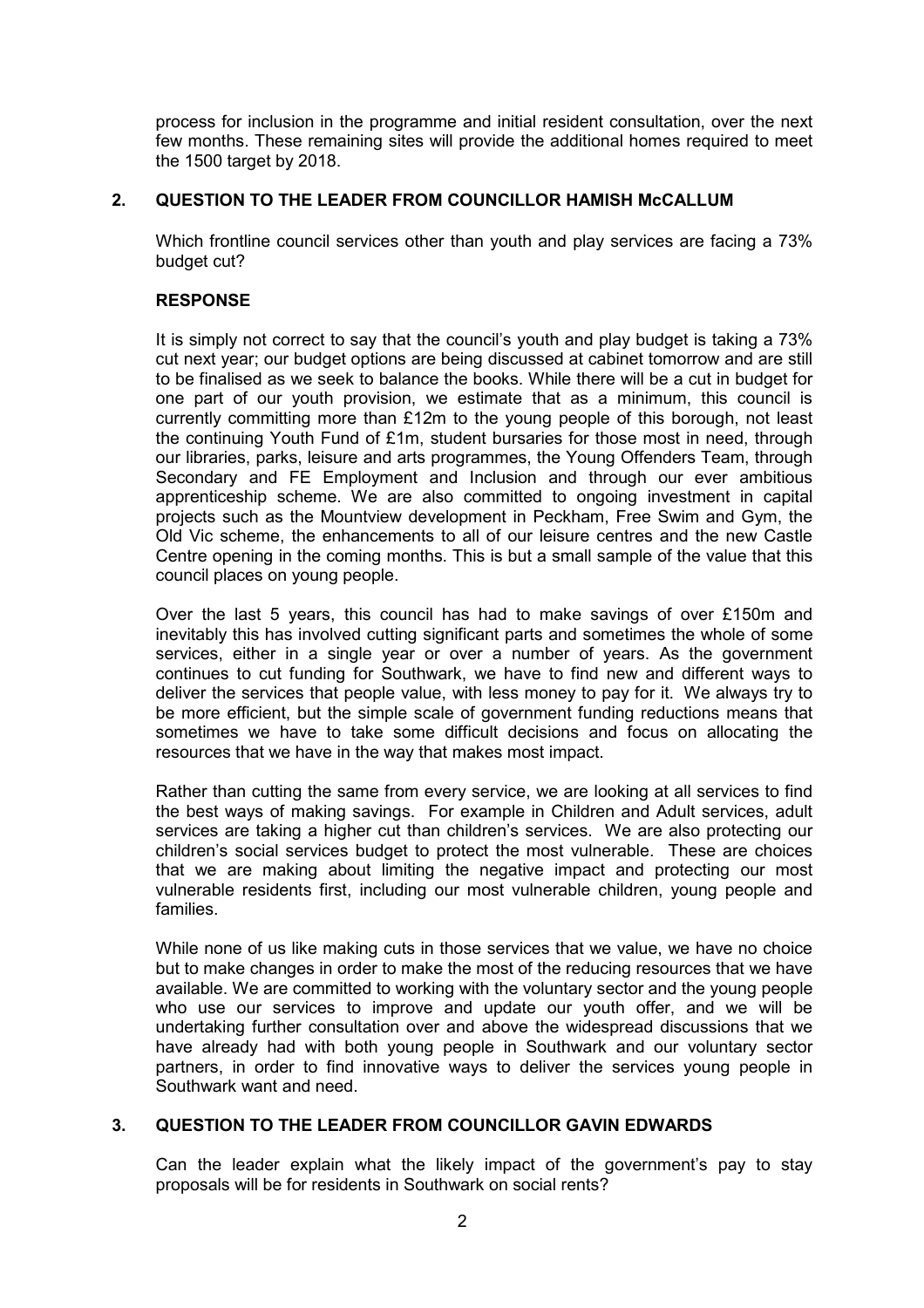process for inclusion in the programme and initial resident consultation, over the next few months. These remaining sites will provide the additional homes required to meet the 1500 target by 2018.

## 2. QUESTION TO THE LEADER FROM COUNCILLOR HAMISH McCALLUM

Which frontline council services other than youth and play services are facing a 73% budget cut?

### RESPONSE

It is simply not correct to say that the council's youth and play budget is taking a 73% cut next year; our budget options are being discussed at cabinet tomorrow and are still to be finalised as we seek to balance the books. While there will be a cut in budget for one part of our youth provision, we estimate that as a minimum, this council is currently committing more than £12m to the young people of this borough, not least the continuing Youth Fund of £1m, student bursaries for those most in need, through our libraries, parks, leisure and arts programmes, the Young Offenders Team, through Secondary and FE Employment and Inclusion and through our ever ambitious apprenticeship scheme. We are also committed to ongoing investment in capital projects such as the Mountview development in Peckham, Free Swim and Gym, the Old Vic scheme, the enhancements to all of our leisure centres and the new Castle Centre opening in the coming months. This is but a small sample of the value that this council places on young people.

Over the last 5 years, this council has had to make savings of over £150m and inevitably this has involved cutting significant parts and sometimes the whole of some services, either in a single year or over a number of years. As the government continues to cut funding for Southwark, we have to find new and different ways to deliver the services that people value, with less money to pay for it. We always try to be more efficient, but the simple scale of government funding reductions means that sometimes we have to take some difficult decisions and focus on allocating the resources that we have in the way that makes most impact.

Rather than cutting the same from every service, we are looking at all services to find the best ways of making savings. For example in Children and Adult services, adult services are taking a higher cut than children's services. We are also protecting our children's social services budget to protect the most vulnerable. These are choices that we are making about limiting the negative impact and protecting our most vulnerable residents first, including our most vulnerable children, young people and families.

While none of us like making cuts in those services that we value, we have no choice but to make changes in order to make the most of the reducing resources that we have available. We are committed to working with the voluntary sector and the young people who use our services to improve and update our youth offer, and we will be undertaking further consultation over and above the widespread discussions that we have already had with both young people in Southwark and our voluntary sector partners, in order to find innovative ways to deliver the services young people in Southwark want and need.

## 3. QUESTION TO THE LEADER FROM COUNCILLOR GAVIN EDWARDS

Can the leader explain what the likely impact of the government's pay to stay proposals will be for residents in Southwark on social rents?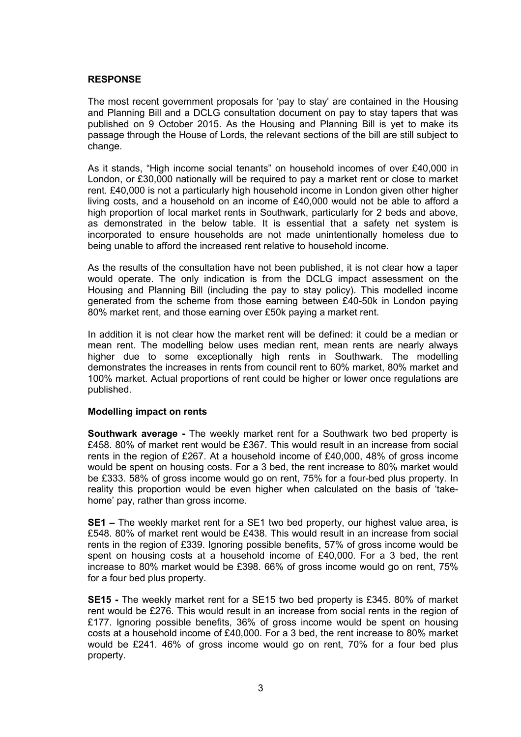**RESPONSE**

The most recent government proposals for 'pay to stay' are contained in the Housing and Planning Bill and a DCLG consultation document on pay to stay tapers that was published on 9 October 2015. As the Housing and Planning Bill is yet to make its passage through the House of Lords, the relevant sections of the bill are still subject to change.

As it stands, "High income social tenants" on household incomes of over £40,000 in London, or £30,000 nationally will be required to pay a market rent or close to market rent. £40,000 is not a particularly high household income in London given other higher living costs, and a household on an income of £40,000 would not be able to afford a high proportion of local market rents in Southwark, particularly for 2 beds and above, as demonstrated in the below table. It is essential that a safety net system is incorporated to ensure households are not made unintentionally homeless due to being unable to afford the increased rent relative to household income.

As the results of the consultation have not been published, it is not clear how a taper would operate. The only indication is from the DCLG impact assessment on the Housing and Planning Bill (including the pay to stay policy). This modelled income generated from the scheme from those earning between £40-50k in London paying 80% market rent, and those earning over £50k paying a market rent.

In addition it is not clear how the market rent will be defined: it could be a median or mean rent. The modelling below uses median rent, mean rents are nearly always higher due to some exceptionally high rents in Southwark. The modelling demonstrates the increases in rents from council rent to 60% market, 80% market and 100% market. Actual proportions of rent could be higher or lower once regulations are published.

**Modelling impact on rents**

**Southwark average -** The weekly market rent for a Southwark two bed property is £458. 80% of market rent would be £367. This would result in an increase from social rents in the region of £267. At a household income of £40,000, 48% of gross income would be spent on housing costs. For a 3 bed, the rent increase to 80% market would be £333. 58% of gross income would go on rent, 75% for a four-bed plus property. In reality this proportion would be even higher when calculated on the basis of 'take-home' pay, rather than gross income.

**SE1 –** The weekly market rent for a SE1 two bed property, our highest value area, is £548. 80% of market rent would be £438. This would result in an increase from social rents in the region of £339. Ignoring possible benefits, 57% of gross income would be spent on housing costs at a household income of £40,000. For a 3 bed, the rent increase to 80% market would be £398. 66% of gross income would go on rent, 75% for a four bed plus property.

**SE15 -** The weekly market rent for a SE15 two bed property is £345. 80% of market rent would be £276. This would result in an increase from social rents in the region of £177. Ignoring possible benefits, 36% of gross income would be spent on housing costs at a household income of £40,000. For a 3 bed, the rent increase to 80% market would be £241. 46% of gross income would go on rent, 70% for a four bed plus property.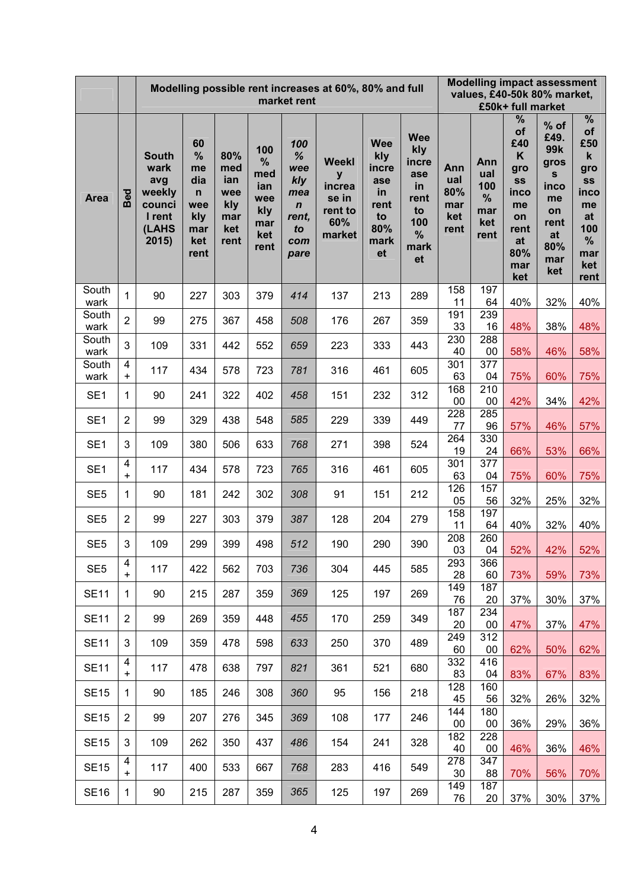| Area | Bed | Modelling possible rent increases at 60%, 80% and full market rent | | | | | | | | Modelling impact assessment values, £40-50k 80% market, £50k+ full market | | | | |
|---|---|---|---|---|---|---|---|---|---|---|---|---|---|---|
| | | Southwark avg weekly council rent (LAHS 2015) | 60% median weekly market rent | 80% median weekly market rent | 100% median weekly market rent | *100% weekly mean rent, to compare* | Weekly increase in rent to 60% market | Weekly increase in rent to 80% market | Weekly increase in rent to 100% market | Annual 80% market rent | Annual 100% market rent | % of £40K gross income on rent at 80% market | % of £49.99k gross income on rent at 80% market | % of £50k gross income at 100% market rent |
| Southwark | 1 | 90 | 227 | 303 | 379 | *414* | 137 | 213 | 289 | 15811 | 19764 | 40% | 32% | 40% |
| Southwark | 2 | 99 | 275 | 367 | 458 | *508* | 176 | 267 | 359 | 19133 | 23916 | 48% | 38% | 48% |
| Southwark | 3 | 109 | 331 | 442 | 552 | *659* | 223 | 333 | 443 | 23040 | 28800 | 58% | 46% | 58% |
| Southwark | 4+ | 117 | 434 | 578 | 723 | *781* | 316 | 461 | 605 | 30163 | 37704 | 75% | 60% | 75% |
| SE1 | 1 | 90 | 241 | 322 | 402 | *458* | 151 | 232 | 312 | 16800 | 21000 | 42% | 34% | 42% |
| SE1 | 2 | 99 | 329 | 438 | 548 | *585* | 229 | 339 | 449 | 22877 | 28596 | 57% | 46% | 57% |
| SE1 | 3 | 109 | 380 | 506 | 633 | *768* | 271 | 398 | 524 | 26419 | 33024 | 66% | 53% | 66% |
| SE1 | 4+ | 117 | 434 | 578 | 723 | *765* | 316 | 461 | 605 | 30163 | 37704 | 75% | 60% | 75% |
| SE5 | 1 | 90 | 181 | 242 | 302 | *308* | 91 | 151 | 212 | 12605 | 15756 | 32% | 25% | 32% |
| SE5 | 2 | 99 | 227 | 303 | 379 | *387* | 128 | 204 | 279 | 15811 | 19764 | 40% | 32% | 40% |
| SE5 | 3 | 109 | 299 | 399 | 498 | *512* | 190 | 290 | 390 | 20803 | 26004 | 52% | 42% | 52% |
| SE5 | 4+ | 117 | 422 | 562 | 703 | *736* | 304 | 445 | 585 | 29328 | 36660 | 73% | 59% | 73% |
| SE11 | 1 | 90 | 215 | 287 | 359 | *369* | 125 | 197 | 269 | 14976 | 18720 | 37% | 30% | 37% |
| SE11 | 2 | 99 | 269 | 359 | 448 | *455* | 170 | 259 | 349 | 18720 | 23400 | 47% | 37% | 47% |
| SE11 | 3 | 109 | 359 | 478 | 598 | *633* | 250 | 370 | 489 | 24960 | 31200 | 62% | 50% | 62% |
| SE11 | 4+ | 117 | 478 | 638 | 797 | *821* | 361 | 521 | 680 | 33283 | 41604 | 83% | 67% | 83% |
| SE15 | 1 | 90 | 185 | 246 | 308 | *360* | 95 | 156 | 218 | 12845 | 16056 | 32% | 26% | 32% |
| SE15 | 2 | 99 | 207 | 276 | 345 | *369* | 108 | 177 | 246 | 14400 | 18000 | 36% | 29% | 36% |
| SE15 | 3 | 109 | 262 | 350 | 437 | *486* | 154 | 241 | 328 | 18240 | 22800 | 46% | 36% | 46% |
| SE15 | 4+ | 117 | 400 | 533 | 667 | *768* | 283 | 416 | 549 | 27830 | 34788 | 70% | 56% | 70% |
| SE16 | 1 | 90 | 215 | 287 | 359 | *365* | 125 | 197 | 269 | 14976 | 18720 | 37% | 30% | 37% |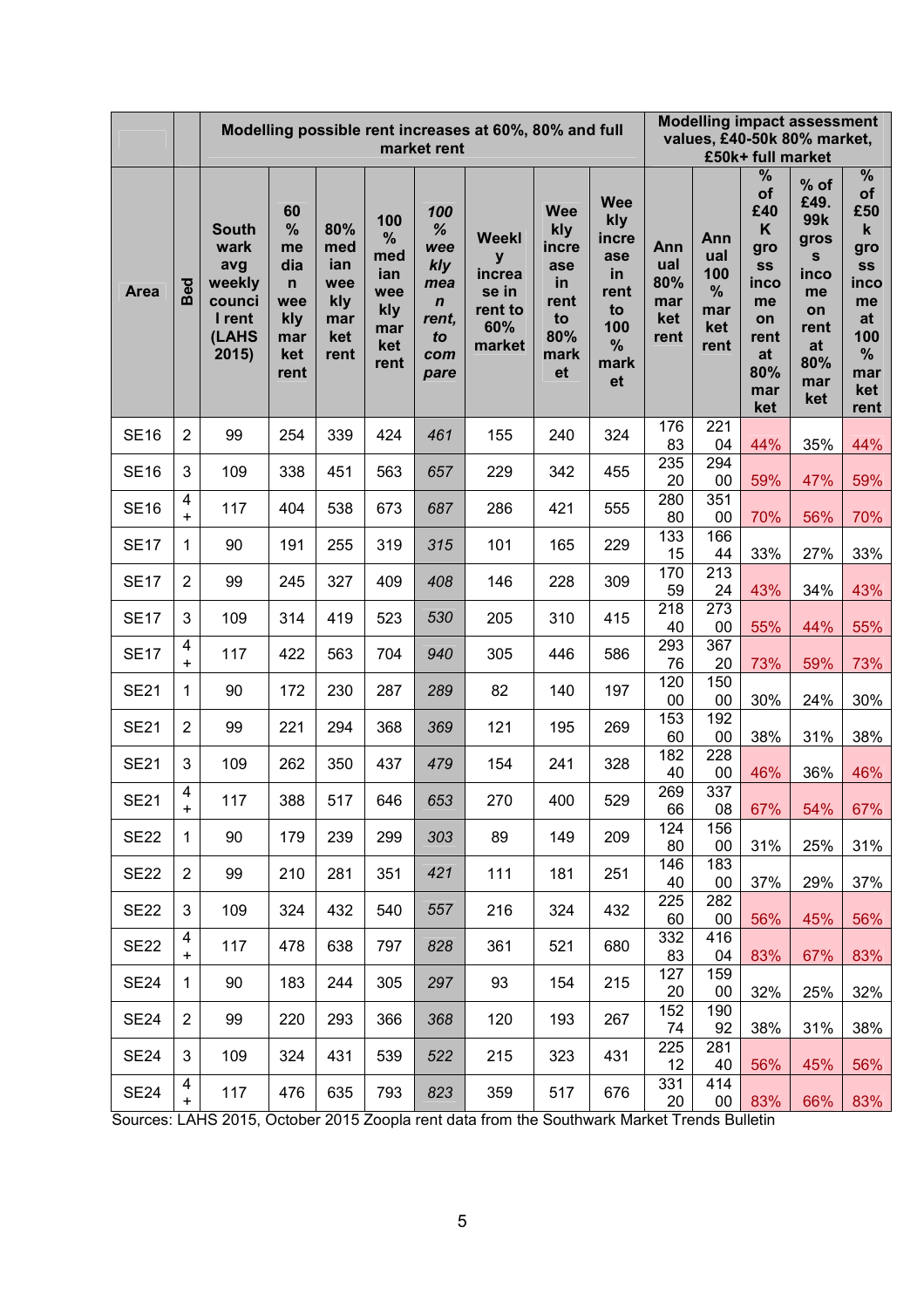| Area | Bed | Modelling possible rent increases at 60%, 80% and full market rent | | | | | | | | Modelling impact assessment values, £40-50k 80% market, £50k+ full market | | | | |
|---|---|---|---|---|---|---|---|---|---|---|---|---|---|---|
| | | Southwark avg weekly council rent (LAHS 2015) | 60% median weekly market rent | 80% median weekly market rent | 100% median weekly market rent | *100% weekly mean rent, to compare* | Weekly increase in rent to 60% market | Weekly increase in rent to 80% market | Weekly increase in rent to 100% market | Annual 80% market rent | Annual 100% market rent | % of £40K gross income on rent at 80% market | % of £49.99k gross income on rent at 80% market | % of £50k gross income at 100% market rent |
| SE16 | 2 | 99 | 254 | 339 | 424 | *461* | 155 | 240 | 324 | 17683 | 22104 | 44% | 35% | 44% |
| SE16 | 3 | 109 | 338 | 451 | 563 | *657* | 229 | 342 | 455 | 23520 | 29400 | 59% | 47% | 59% |
| SE16 | 4+ | 117 | 404 | 538 | 673 | *687* | 286 | 421 | 555 | 28080 | 35100 | 70% | 56% | 70% |
| SE17 | 1 | 90 | 191 | 255 | 319 | *315* | 101 | 165 | 229 | 13315 | 16644 | 33% | 27% | 33% |
| SE17 | 2 | 99 | 245 | 327 | 409 | *408* | 146 | 228 | 309 | 17059 | 21324 | 43% | 34% | 43% |
| SE17 | 3 | 109 | 314 | 419 | 523 | *530* | 205 | 310 | 415 | 21840 | 27300 | 55% | 44% | 55% |
| SE17 | 4+ | 117 | 422 | 563 | 704 | *940* | 305 | 446 | 586 | 29376 | 36720 | 73% | 59% | 73% |
| SE21 | 1 | 90 | 172 | 230 | 287 | *289* | 82 | 140 | 197 | 12000 | 15000 | 30% | 24% | 30% |
| SE21 | 2 | 99 | 221 | 294 | 368 | *369* | 121 | 195 | 269 | 15360 | 19200 | 38% | 31% | 38% |
| SE21 | 3 | 109 | 262 | 350 | 437 | *479* | 154 | 241 | 328 | 18240 | 22800 | 46% | 36% | 46% |
| SE21 | 4+ | 117 | 388 | 517 | 646 | *653* | 270 | 400 | 529 | 26966 | 33708 | 67% | 54% | 67% |
| SE22 | 1 | 90 | 179 | 239 | 299 | *303* | 89 | 149 | 209 | 12480 | 15600 | 31% | 25% | 31% |
| SE22 | 2 | 99 | 210 | 281 | 351 | *421* | 111 | 181 | 251 | 14640 | 18300 | 37% | 29% | 37% |
| SE22 | 3 | 109 | 324 | 432 | 540 | *557* | 216 | 324 | 432 | 22560 | 28200 | 56% | 45% | 56% |
| SE22 | 4+ | 117 | 478 | 638 | 797 | *828* | 361 | 521 | 680 | 33283 | 41604 | 83% | 67% | 83% |
| SE24 | 1 | 90 | 183 | 244 | 305 | *297* | 93 | 154 | 215 | 12720 | 15900 | 32% | 25% | 32% |
| SE24 | 2 | 99 | 220 | 293 | 366 | *368* | 120 | 193 | 267 | 15274 | 19092 | 38% | 31% | 38% |
| SE24 | 3 | 109 | 324 | 431 | 539 | *522* | 215 | 323 | 431 | 22512 | 28140 | 56% | 45% | 56% |
| SE24 | 4+ | 117 | 476 | 635 | 793 | *823* | 359 | 517 | 676 | 33120 | 41400 | 83% | 66% | 83% |

Sources: LAHS 2015, October 2015 Zoopla rent data from the Southwark Market Trends Bulletin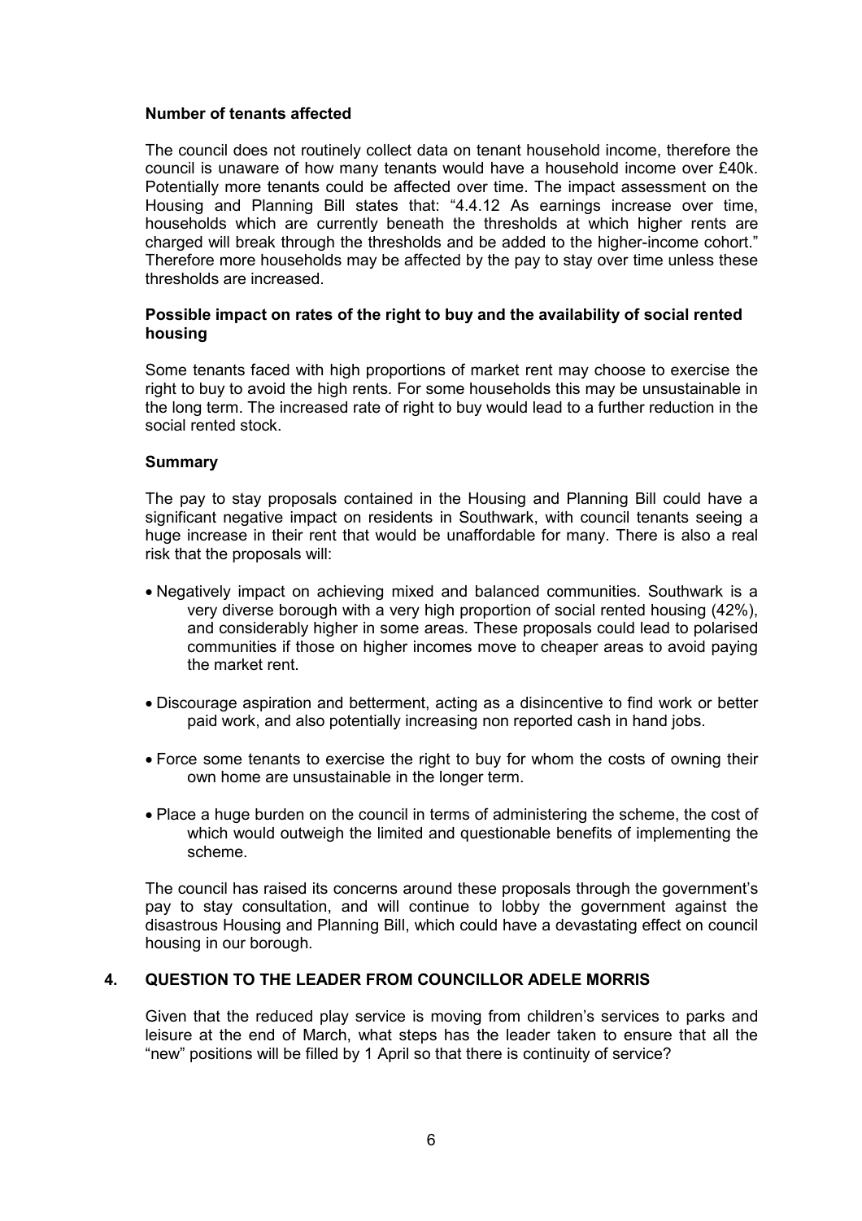**Number of tenants affected**

The council does not routinely collect data on tenant household income, therefore the council is unaware of how many tenants would have a household income over £40k. Potentially more tenants could be affected over time. The impact assessment on the Housing and Planning Bill states that: "4.4.12 As earnings increase over time, households which are currently beneath the thresholds at which higher rents are charged will break through the thresholds and be added to the higher-income cohort." Therefore more households may be affected by the pay to stay over time unless these thresholds are increased.

**Possible impact on rates of the right to buy and the availability of social rented housing**

Some tenants faced with high proportions of market rent may choose to exercise the right to buy to avoid the high rents. For some households this may be unsustainable in the long term. The increased rate of right to buy would lead to a further reduction in the social rented stock.

**Summary**

The pay to stay proposals contained in the Housing and Planning Bill could have a significant negative impact on residents in Southwark, with council tenants seeing a huge increase in their rent that would be unaffordable for many. There is also a real risk that the proposals will:

- Negatively impact on achieving mixed and balanced communities. Southwark is a very diverse borough with a very high proportion of social rented housing (42%), and considerably higher in some areas. These proposals could lead to polarised communities if those on higher incomes move to cheaper areas to avoid paying the market rent.
- Discourage aspiration and betterment, acting as a disincentive to find work or better paid work, and also potentially increasing non reported cash in hand jobs.
- Force some tenants to exercise the right to buy for whom the costs of owning their own home are unsustainable in the longer term.
- Place a huge burden on the council in terms of administering the scheme, the cost of which would outweigh the limited and questionable benefits of implementing the scheme.

The council has raised its concerns around these proposals through the government's pay to stay consultation, and will continue to lobby the government against the disastrous Housing and Planning Bill, which could have a devastating effect on council housing in our borough.

## 4. QUESTION TO THE LEADER FROM COUNCILLOR ADELE MORRIS

Given that the reduced play service is moving from children's services to parks and leisure at the end of March, what steps has the leader taken to ensure that all the "new" positions will be filled by 1 April so that there is continuity of service?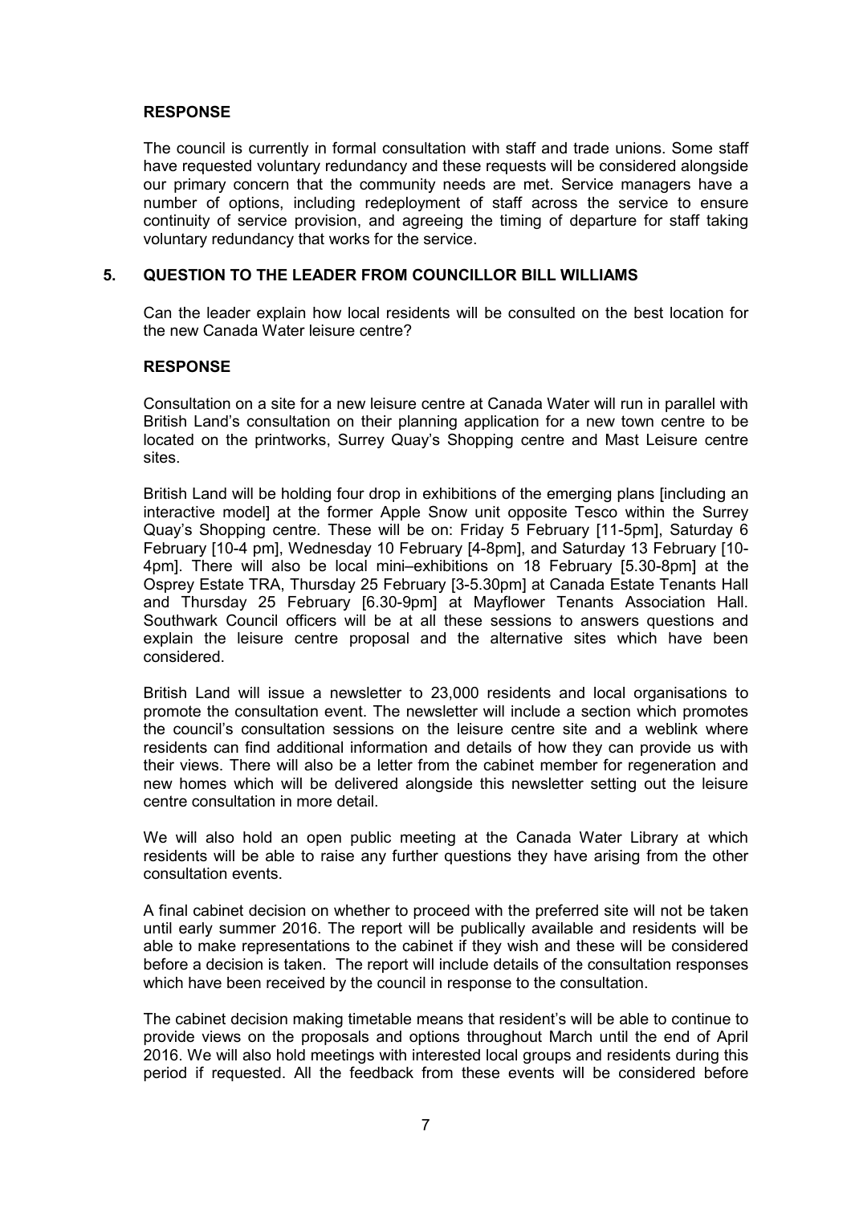**RESPONSE**

The council is currently in formal consultation with staff and trade unions. Some staff have requested voluntary redundancy and these requests will be considered alongside our primary concern that the community needs are met. Service managers have a number of options, including redeployment of staff across the service to ensure continuity of service provision, and agreeing the timing of departure for staff taking voluntary redundancy that works for the service.

## 5. QUESTION TO THE LEADER FROM COUNCILLOR BILL WILLIAMS

Can the leader explain how local residents will be consulted on the best location for the new Canada Water leisure centre?

**RESPONSE**

Consultation on a site for a new leisure centre at Canada Water will run in parallel with British Land's consultation on their planning application for a new town centre to be located on the printworks, Surrey Quay's Shopping centre and Mast Leisure centre sites.

British Land will be holding four drop in exhibitions of the emerging plans [including an interactive model] at the former Apple Snow unit opposite Tesco within the Surrey Quay's Shopping centre. These will be on: Friday 5 February [11-5pm], Saturday 6 February [10-4 pm], Wednesday 10 February [4-8pm], and Saturday 13 February [10-4pm]. There will also be local mini–exhibitions on 18 February [5.30-8pm] at the Osprey Estate TRA, Thursday 25 February [3-5.30pm] at Canada Estate Tenants Hall and Thursday 25 February [6.30-9pm] at Mayflower Tenants Association Hall. Southwark Council officers will be at all these sessions to answers questions and explain the leisure centre proposal and the alternative sites which have been considered.

British Land will issue a newsletter to 23,000 residents and local organisations to promote the consultation event. The newsletter will include a section which promotes the council's consultation sessions on the leisure centre site and a weblink where residents can find additional information and details of how they can provide us with their views. There will also be a letter from the cabinet member for regeneration and new homes which will be delivered alongside this newsletter setting out the leisure centre consultation in more detail.

We will also hold an open public meeting at the Canada Water Library at which residents will be able to raise any further questions they have arising from the other consultation events.

A final cabinet decision on whether to proceed with the preferred site will not be taken until early summer 2016. The report will be publically available and residents will be able to make representations to the cabinet if they wish and these will be considered before a decision is taken. The report will include details of the consultation responses which have been received by the council in response to the consultation.

The cabinet decision making timetable means that resident's will be able to continue to provide views on the proposals and options throughout March until the end of April 2016. We will also hold meetings with interested local groups and residents during this period if requested. All the feedback from these events will be considered before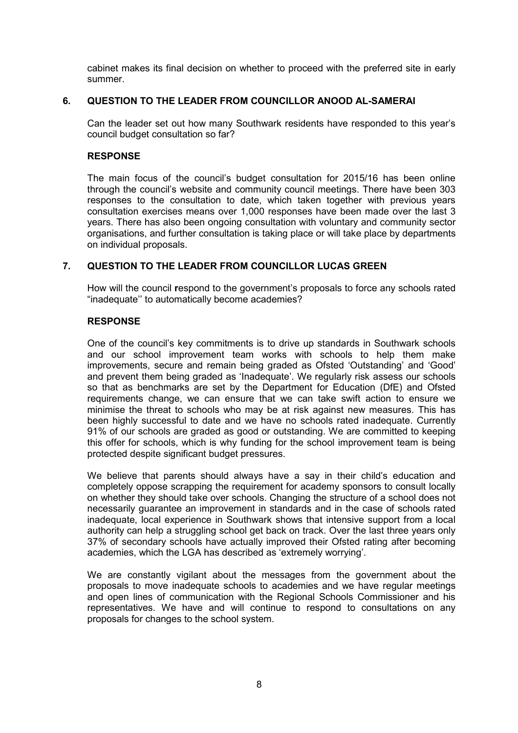cabinet makes its final decision on whether to proceed with the preferred site in early summer.

## 6. QUESTION TO THE LEADER FROM COUNCILLOR ANOOD AL-SAMERAI

Can the leader set out how many Southwark residents have responded to this year's council budget consultation so far?

### RESPONSE

The main focus of the council's budget consultation for 2015/16 has been online through the council's website and community council meetings. There have been 303 responses to the consultation to date, which taken together with previous years consultation exercises means over 1,000 responses have been made over the last 3 years. There has also been ongoing consultation with voluntary and community sector organisations, and further consultation is taking place or will take place by departments on individual proposals.

## 7. QUESTION TO THE LEADER FROM COUNCILLOR LUCAS GREEN

How will the council **r**espond to the government's proposals to force any schools rated "inadequate'' to automatically become academies?

### RESPONSE

One of the council's key commitments is to drive up standards in Southwark schools and our school improvement team works with schools to help them make improvements, secure and remain being graded as Ofsted 'Outstanding' and 'Good' and prevent them being graded as 'Inadequate'. We regularly risk assess our schools so that as benchmarks are set by the Department for Education (DfE) and Ofsted requirements change, we can ensure that we can take swift action to ensure we minimise the threat to schools who may be at risk against new measures. This has been highly successful to date and we have no schools rated inadequate. Currently 91% of our schools are graded as good or outstanding. We are committed to keeping this offer for schools, which is why funding for the school improvement team is being protected despite significant budget pressures.

We believe that parents should always have a say in their child's education and completely oppose scrapping the requirement for academy sponsors to consult locally on whether they should take over schools. Changing the structure of a school does not necessarily guarantee an improvement in standards and in the case of schools rated inadequate, local experience in Southwark shows that intensive support from a local authority can help a struggling school get back on track. Over the last three years only 37% of secondary schools have actually improved their Ofsted rating after becoming academies, which the LGA has described as 'extremely worrying'.

We are constantly vigilant about the messages from the government about the proposals to move inadequate schools to academies and we have regular meetings and open lines of communication with the Regional Schools Commissioner and his representatives. We have and will continue to respond to consultations on any proposals for changes to the school system.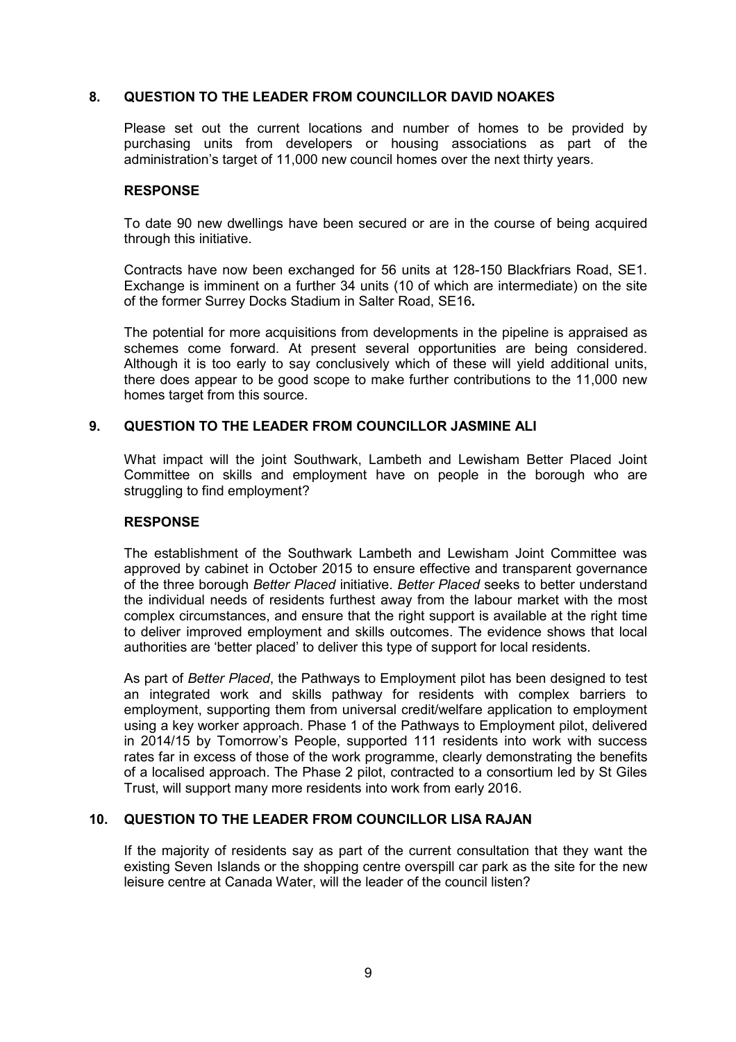## 8. QUESTION TO THE LEADER FROM COUNCILLOR DAVID NOAKES

Please set out the current locations and number of homes to be provided by purchasing units from developers or housing associations as part of the administration's target of 11,000 new council homes over the next thirty years.

### RESPONSE

To date 90 new dwellings have been secured or are in the course of being acquired through this initiative.

Contracts have now been exchanged for 56 units at 128-150 Blackfriars Road, SE1. Exchange is imminent on a further 34 units (10 of which are intermediate) on the site of the former Surrey Docks Stadium in Salter Road, SE16**.**

The potential for more acquisitions from developments in the pipeline is appraised as schemes come forward. At present several opportunities are being considered. Although it is too early to say conclusively which of these will yield additional units, there does appear to be good scope to make further contributions to the 11,000 new homes target from this source.

## 9. QUESTION TO THE LEADER FROM COUNCILLOR JASMINE ALI

What impact will the joint Southwark, Lambeth and Lewisham Better Placed Joint Committee on skills and employment have on people in the borough who are struggling to find employment?

### RESPONSE

The establishment of the Southwark Lambeth and Lewisham Joint Committee was approved by cabinet in October 2015 to ensure effective and transparent governance of the three borough *Better Placed* initiative. *Better Placed* seeks to better understand the individual needs of residents furthest away from the labour market with the most complex circumstances, and ensure that the right support is available at the right time to deliver improved employment and skills outcomes. The evidence shows that local authorities are 'better placed' to deliver this type of support for local residents.

As part of *Better Placed*, the Pathways to Employment pilot has been designed to test an integrated work and skills pathway for residents with complex barriers to employment, supporting them from universal credit/welfare application to employment using a key worker approach. Phase 1 of the Pathways to Employment pilot, delivered in 2014/15 by Tomorrow's People, supported 111 residents into work with success rates far in excess of those of the work programme, clearly demonstrating the benefits of a localised approach. The Phase 2 pilot, contracted to a consortium led by St Giles Trust, will support many more residents into work from early 2016.

## 10. QUESTION TO THE LEADER FROM COUNCILLOR LISA RAJAN

If the majority of residents say as part of the current consultation that they want the existing Seven Islands or the shopping centre overspill car park as the site for the new leisure centre at Canada Water, will the leader of the council listen?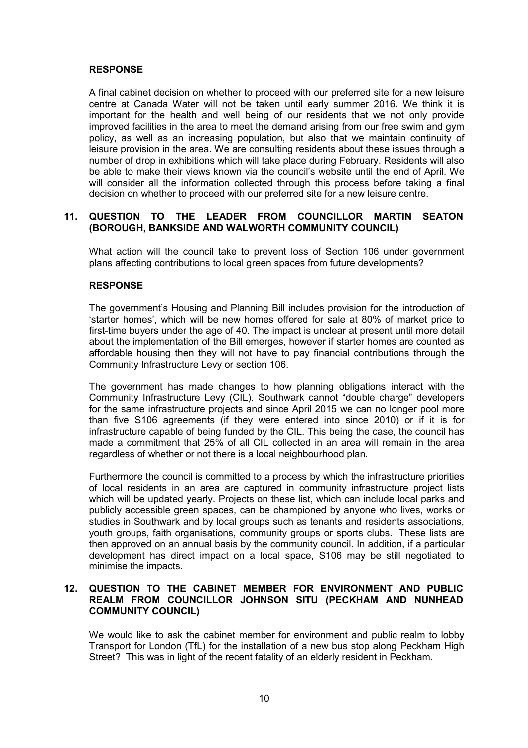**RESPONSE**

A final cabinet decision on whether to proceed with our preferred site for a new leisure centre at Canada Water will not be taken until early summer 2016. We think it is important for the health and well being of our residents that we not only provide improved facilities in the area to meet the demand arising from our free swim and gym policy, as well as an increasing population, but also that we maintain continuity of leisure provision in the area. We are consulting residents about these issues through a number of drop in exhibitions which will take place during February. Residents will also be able to make their views known via the council's website until the end of April. We will consider all the information collected through this process before taking a final decision on whether to proceed with our preferred site for a new leisure centre.

## 11. QUESTION TO THE LEADER FROM COUNCILLOR MARTIN SEATON (BOROUGH, BANKSIDE AND WALWORTH COMMUNITY COUNCIL)

What action will the council take to prevent loss of Section 106 under government plans affecting contributions to local green spaces from future developments?

**RESPONSE**

The government's Housing and Planning Bill includes provision for the introduction of 'starter homes', which will be new homes offered for sale at 80% of market price to first-time buyers under the age of 40. The impact is unclear at present until more detail about the implementation of the Bill emerges, however if starter homes are counted as affordable housing then they will not have to pay financial contributions through the Community Infrastructure Levy or section 106.

The government has made changes to how planning obligations interact with the Community Infrastructure Levy (CIL). Southwark cannot "double charge" developers for the same infrastructure projects and since April 2015 we can no longer pool more than five S106 agreements (if they were entered into since 2010) or if it is for infrastructure capable of being funded by the CIL. This being the case, the council has made a commitment that 25% of all CIL collected in an area will remain in the area regardless of whether or not there is a local neighbourhood plan.

Furthermore the council is committed to a process by which the infrastructure priorities of local residents in an area are captured in community infrastructure project lists which will be updated yearly. Projects on these list, which can include local parks and publicly accessible green spaces, can be championed by anyone who lives, works or studies in Southwark and by local groups such as tenants and residents associations, youth groups, faith organisations, community groups or sports clubs. These lists are then approved on an annual basis by the community council. In addition, if a particular development has direct impact on a local space, S106 may be still negotiated to minimise the impacts.

## 12. QUESTION TO THE CABINET MEMBER FOR ENVIRONMENT AND PUBLIC REALM FROM COUNCILLOR JOHNSON SITU (PECKHAM AND NUNHEAD COMMUNITY COUNCIL)

We would like to ask the cabinet member for environment and public realm to lobby Transport for London (TfL) for the installation of a new bus stop along Peckham High Street? This was in light of the recent fatality of an elderly resident in Peckham.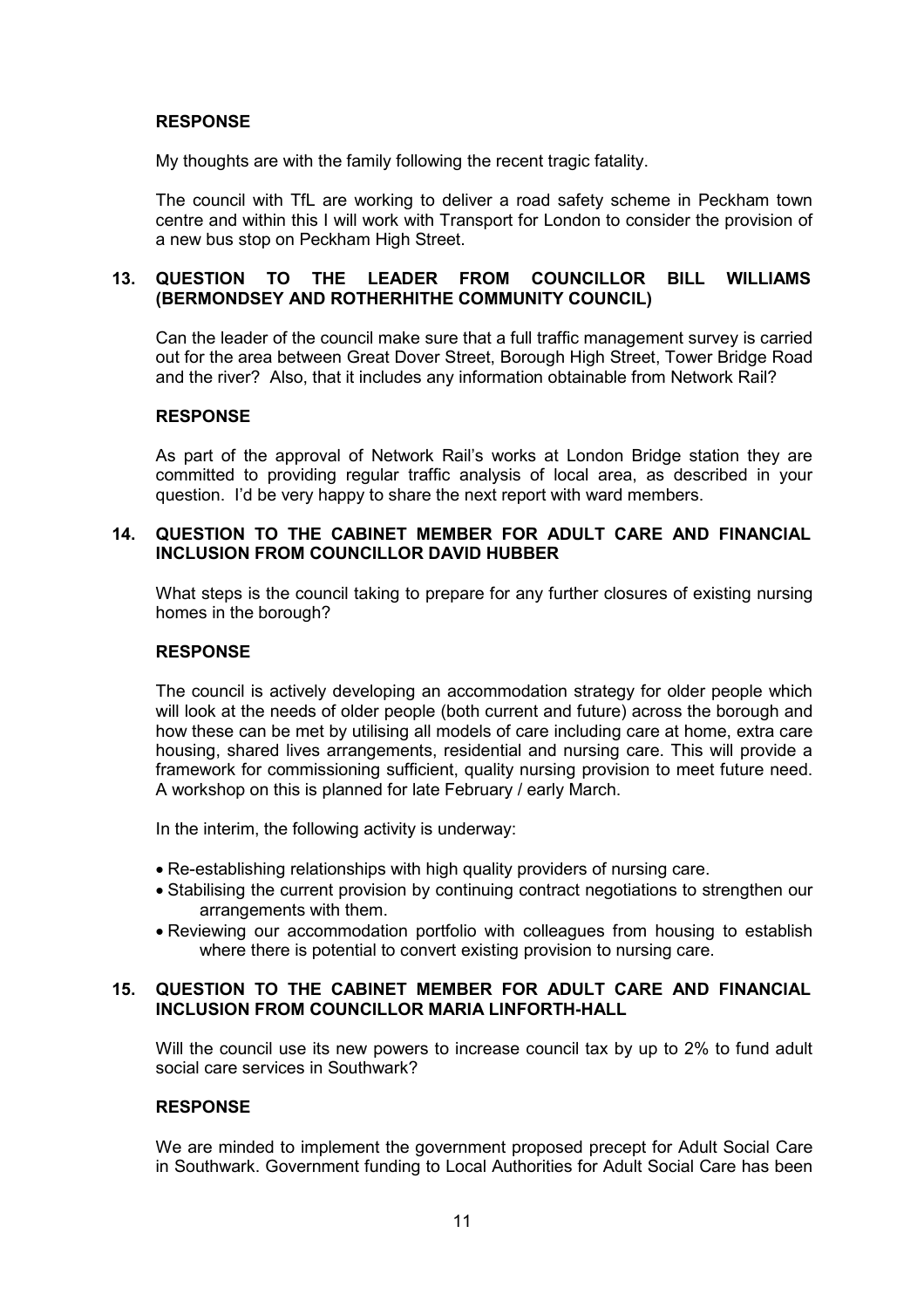**RESPONSE**

My thoughts are with the family following the recent tragic fatality.

The council with TfL are working to deliver a road safety scheme in Peckham town centre and within this I will work with Transport for London to consider the provision of a new bus stop on Peckham High Street.

## 13. QUESTION TO THE LEADER FROM COUNCILLOR BILL WILLIAMS (BERMONDSEY AND ROTHERHITHE COMMUNITY COUNCIL)

Can the leader of the council make sure that a full traffic management survey is carried out for the area between Great Dover Street, Borough High Street, Tower Bridge Road and the river? Also, that it includes any information obtainable from Network Rail?

**RESPONSE**

As part of the approval of Network Rail's works at London Bridge station they are committed to providing regular traffic analysis of local area, as described in your question. I'd be very happy to share the next report with ward members.

## 14. QUESTION TO THE CABINET MEMBER FOR ADULT CARE AND FINANCIAL INCLUSION FROM COUNCILLOR DAVID HUBBER

What steps is the council taking to prepare for any further closures of existing nursing homes in the borough?

**RESPONSE**

The council is actively developing an accommodation strategy for older people which will look at the needs of older people (both current and future) across the borough and how these can be met by utilising all models of care including care at home, extra care housing, shared lives arrangements, residential and nursing care. This will provide a framework for commissioning sufficient, quality nursing provision to meet future need. A workshop on this is planned for late February / early March.

In the interim, the following activity is underway:

- Re-establishing relationships with high quality providers of nursing care.
- Stabilising the current provision by continuing contract negotiations to strengthen our arrangements with them.
- Reviewing our accommodation portfolio with colleagues from housing to establish where there is potential to convert existing provision to nursing care.

## 15. QUESTION TO THE CABINET MEMBER FOR ADULT CARE AND FINANCIAL INCLUSION FROM COUNCILLOR MARIA LINFORTH-HALL

Will the council use its new powers to increase council tax by up to 2% to fund adult social care services in Southwark?

**RESPONSE**

We are minded to implement the government proposed precept for Adult Social Care in Southwark. Government funding to Local Authorities for Adult Social Care has been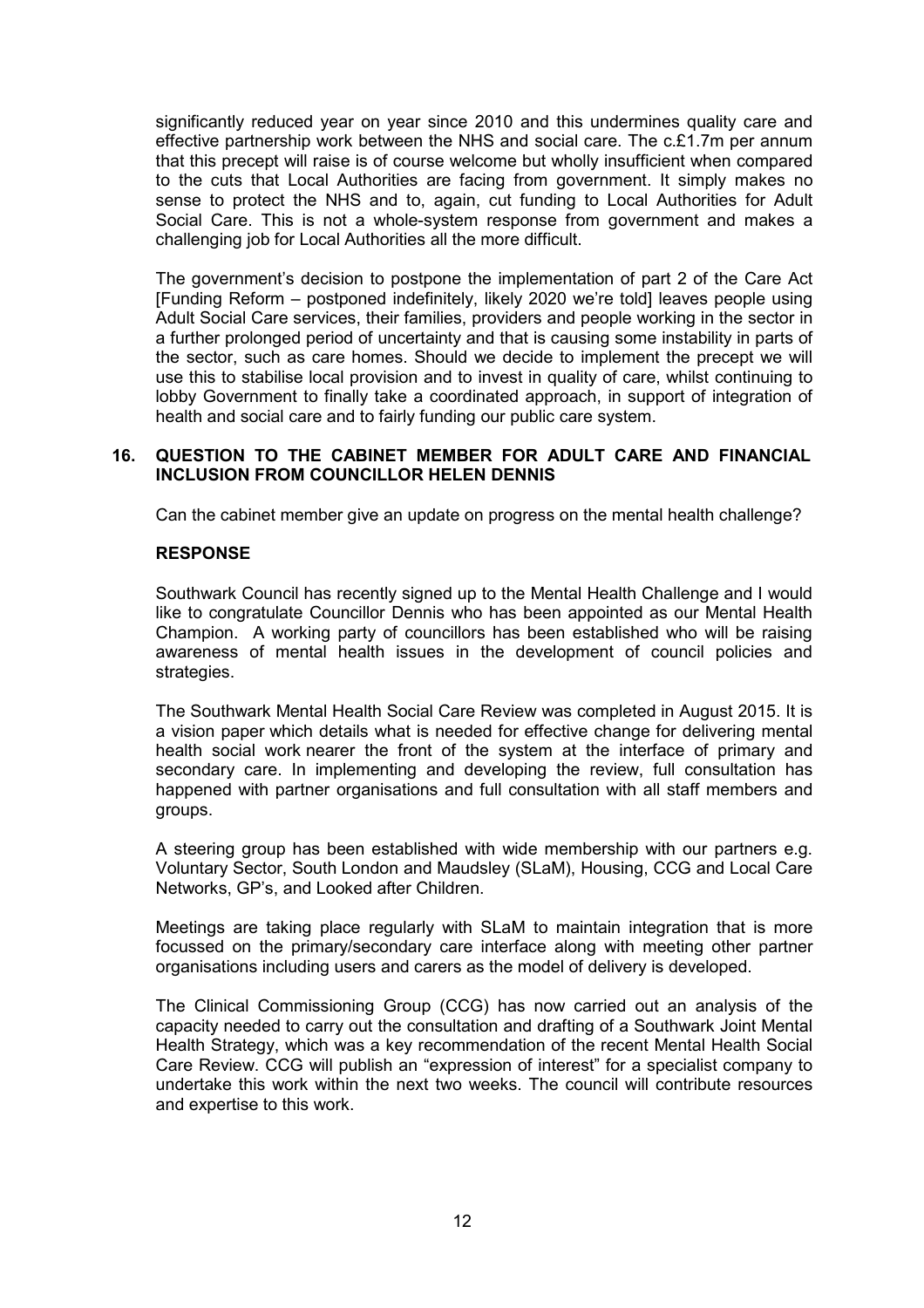significantly reduced year on year since 2010 and this undermines quality care and effective partnership work between the NHS and social care. The c.£1.7m per annum that this precept will raise is of course welcome but wholly insufficient when compared to the cuts that Local Authorities are facing from government. It simply makes no sense to protect the NHS and to, again, cut funding to Local Authorities for Adult Social Care. This is not a whole-system response from government and makes a challenging job for Local Authorities all the more difficult.

The government's decision to postpone the implementation of part 2 of the Care Act [Funding Reform – postponed indefinitely, likely 2020 we're told] leaves people using Adult Social Care services, their families, providers and people working in the sector in a further prolonged period of uncertainty and that is causing some instability in parts of the sector, such as care homes. Should we decide to implement the precept we will use this to stabilise local provision and to invest in quality of care, whilst continuing to lobby Government to finally take a coordinated approach, in support of integration of health and social care and to fairly funding our public care system.

### 16. QUESTION TO THE CABINET MEMBER FOR ADULT CARE AND FINANCIAL INCLUSION FROM COUNCILLOR HELEN DENNIS

Can the cabinet member give an update on progress on the mental health challenge?

**RESPONSE**

Southwark Council has recently signed up to the Mental Health Challenge and I would like to congratulate Councillor Dennis who has been appointed as our Mental Health Champion. A working party of councillors has been established who will be raising awareness of mental health issues in the development of council policies and strategies.

The Southwark Mental Health Social Care Review was completed in August 2015. It is a vision paper which details what is needed for effective change for delivering mental health social work nearer the front of the system at the interface of primary and secondary care. In implementing and developing the review, full consultation has happened with partner organisations and full consultation with all staff members and groups.

A steering group has been established with wide membership with our partners e.g. Voluntary Sector, South London and Maudsley (SLaM), Housing, CCG and Local Care Networks, GP's, and Looked after Children.

Meetings are taking place regularly with SLaM to maintain integration that is more focussed on the primary/secondary care interface along with meeting other partner organisations including users and carers as the model of delivery is developed.

The Clinical Commissioning Group (CCG) has now carried out an analysis of the capacity needed to carry out the consultation and drafting of a Southwark Joint Mental Health Strategy, which was a key recommendation of the recent Mental Health Social Care Review. CCG will publish an "expression of interest" for a specialist company to undertake this work within the next two weeks. The council will contribute resources and expertise to this work.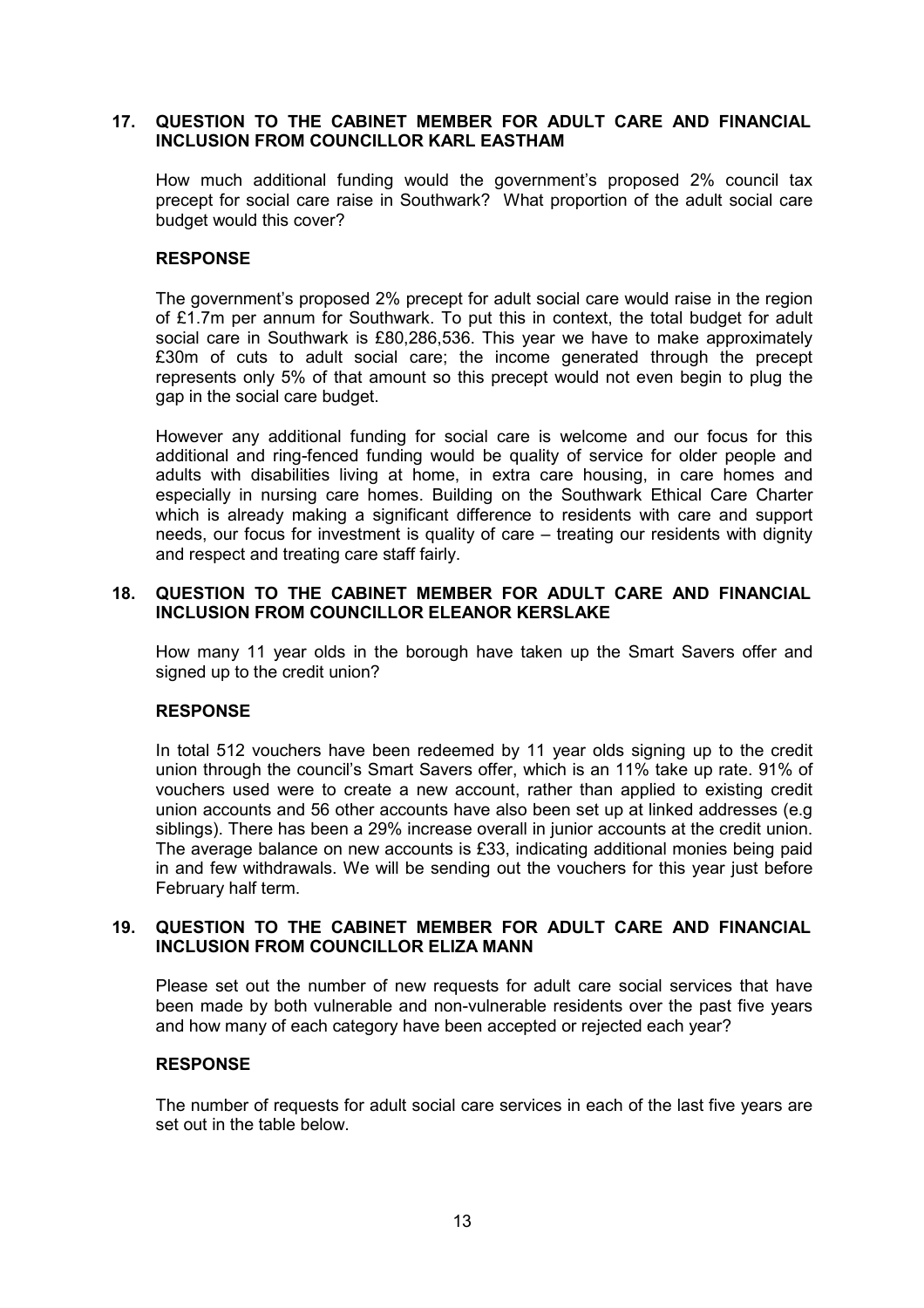## 17. QUESTION TO THE CABINET MEMBER FOR ADULT CARE AND FINANCIAL INCLUSION FROM COUNCILLOR KARL EASTHAM

How much additional funding would the government's proposed 2% council tax precept for social care raise in Southwark? What proportion of the adult social care budget would this cover?

### RESPONSE

The government's proposed 2% precept for adult social care would raise in the region of £1.7m per annum for Southwark. To put this in context, the total budget for adult social care in Southwark is £80,286,536. This year we have to make approximately £30m of cuts to adult social care; the income generated through the precept represents only 5% of that amount so this precept would not even begin to plug the gap in the social care budget.

However any additional funding for social care is welcome and our focus for this additional and ring-fenced funding would be quality of service for older people and adults with disabilities living at home, in extra care housing, in care homes and especially in nursing care homes. Building on the Southwark Ethical Care Charter which is already making a significant difference to residents with care and support needs, our focus for investment is quality of care – treating our residents with dignity and respect and treating care staff fairly.

## 18. QUESTION TO THE CABINET MEMBER FOR ADULT CARE AND FINANCIAL INCLUSION FROM COUNCILLOR ELEANOR KERSLAKE

How many 11 year olds in the borough have taken up the Smart Savers offer and signed up to the credit union?

### RESPONSE

In total 512 vouchers have been redeemed by 11 year olds signing up to the credit union through the council's Smart Savers offer, which is an 11% take up rate. 91% of vouchers used were to create a new account, rather than applied to existing credit union accounts and 56 other accounts have also been set up at linked addresses (e.g siblings). There has been a 29% increase overall in junior accounts at the credit union. The average balance on new accounts is £33, indicating additional monies being paid in and few withdrawals. We will be sending out the vouchers for this year just before February half term.

## 19. QUESTION TO THE CABINET MEMBER FOR ADULT CARE AND FINANCIAL INCLUSION FROM COUNCILLOR ELIZA MANN

Please set out the number of new requests for adult care social services that have been made by both vulnerable and non-vulnerable residents over the past five years and how many of each category have been accepted or rejected each year?

### RESPONSE

The number of requests for adult social care services in each of the last five years are set out in the table below.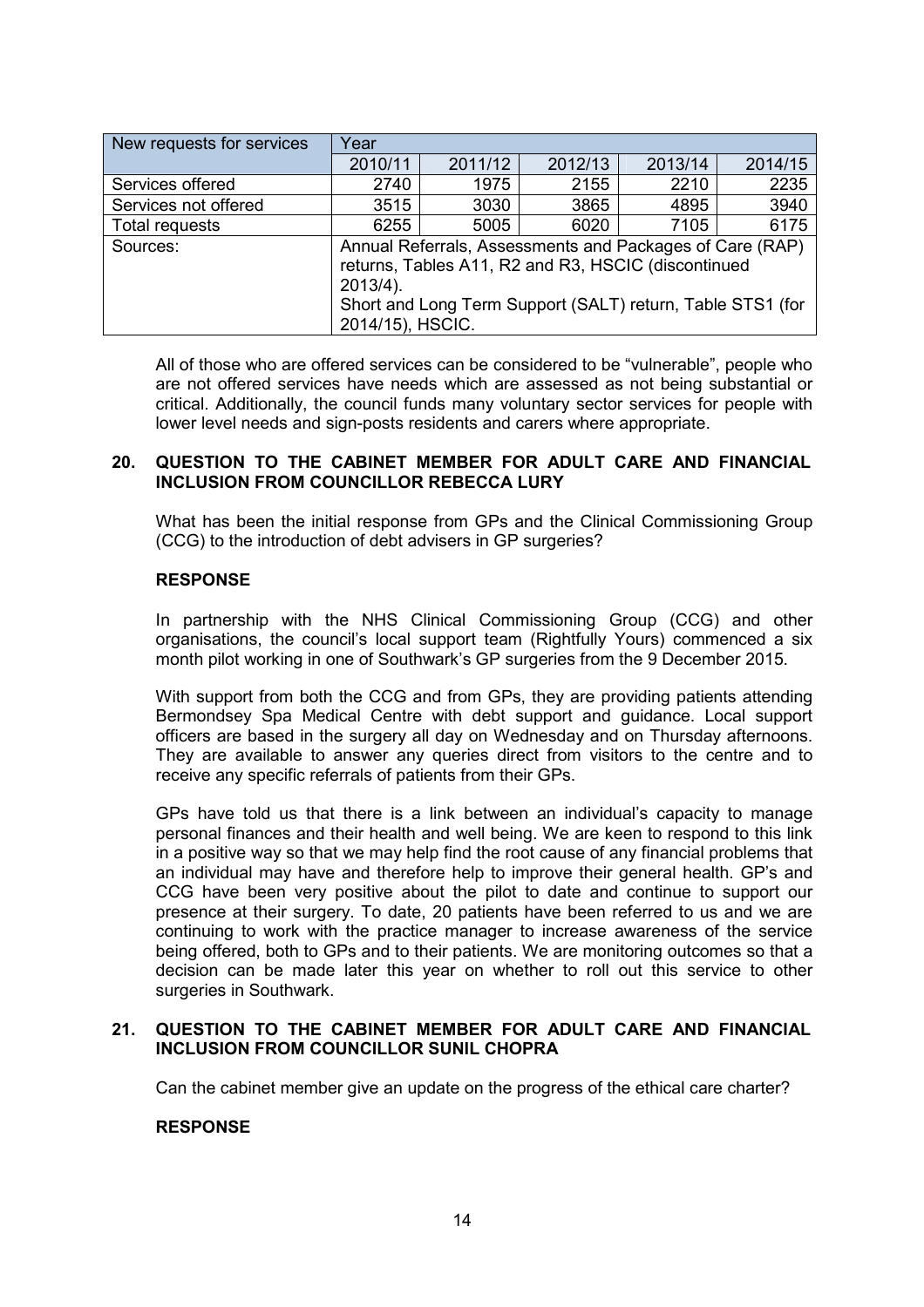| New requests for services | Year | | | | |
|---|---|---|---|---|---|
| | 2010/11 | 2011/12 | 2012/13 | 2013/14 | 2014/15 |
| Services offered | 2740 | 1975 | 2155 | 2210 | 2235 |
| Services not offered | 3515 | 3030 | 3865 | 4895 | 3940 |
| Total requests | 6255 | 5005 | 6020 | 7105 | 6175 |
| Sources: | Annual Referrals, Assessments and Packages of Care (RAP) returns, Tables A11, R2 and R3, HSCIC (discontinued 2013/4).<br>Short and Long Term Support (SALT) return, Table STS1 (for 2014/15), HSCIC. | | | | |

All of those who are offered services can be considered to be "vulnerable", people who are not offered services have needs which are assessed as not being substantial or critical. Additionally, the council funds many voluntary sector services for people with lower level needs and sign-posts residents and carers where appropriate.

## 20. QUESTION TO THE CABINET MEMBER FOR ADULT CARE AND FINANCIAL INCLUSION FROM COUNCILLOR REBECCA LURY

What has been the initial response from GPs and the Clinical Commissioning Group (CCG) to the introduction of debt advisers in GP surgeries?

### RESPONSE

In partnership with the NHS Clinical Commissioning Group (CCG) and other organisations, the council's local support team (Rightfully Yours) commenced a six month pilot working in one of Southwark's GP surgeries from the 9 December 2015.

With support from both the CCG and from GPs, they are providing patients attending Bermondsey Spa Medical Centre with debt support and guidance. Local support officers are based in the surgery all day on Wednesday and on Thursday afternoons. They are available to answer any queries direct from visitors to the centre and to receive any specific referrals of patients from their GPs.

GPs have told us that there is a link between an individual's capacity to manage personal finances and their health and well being. We are keen to respond to this link in a positive way so that we may help find the root cause of any financial problems that an individual may have and therefore help to improve their general health. GP's and CCG have been very positive about the pilot to date and continue to support our presence at their surgery. To date, 20 patients have been referred to us and we are continuing to work with the practice manager to increase awareness of the service being offered, both to GPs and to their patients. We are monitoring outcomes so that a decision can be made later this year on whether to roll out this service to other surgeries in Southwark.

## 21. QUESTION TO THE CABINET MEMBER FOR ADULT CARE AND FINANCIAL INCLUSION FROM COUNCILLOR SUNIL CHOPRA

Can the cabinet member give an update on the progress of the ethical care charter?

### RESPONSE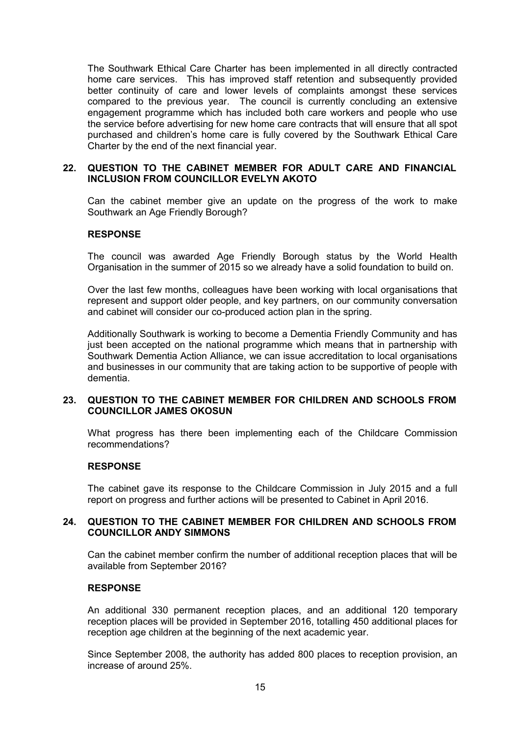The Southwark Ethical Care Charter has been implemented in all directly contracted home care services. This has improved staff retention and subsequently provided better continuity of care and lower levels of complaints amongst these services compared to the previous year. The council is currently concluding an extensive engagement programme which has included both care workers and people who use the service before advertising for new home care contracts that will ensure that all spot purchased and children's home care is fully covered by the Southwark Ethical Care Charter by the end of the next financial year.

## 22. QUESTION TO THE CABINET MEMBER FOR ADULT CARE AND FINANCIAL INCLUSION FROM COUNCILLOR EVELYN AKOTO

Can the cabinet member give an update on the progress of the work to make Southwark an Age Friendly Borough?

### RESPONSE

The council was awarded Age Friendly Borough status by the World Health Organisation in the summer of 2015 so we already have a solid foundation to build on.

Over the last few months, colleagues have been working with local organisations that represent and support older people, and key partners, on our community conversation and cabinet will consider our co-produced action plan in the spring.

Additionally Southwark is working to become a Dementia Friendly Community and has just been accepted on the national programme which means that in partnership with Southwark Dementia Action Alliance, we can issue accreditation to local organisations and businesses in our community that are taking action to be supportive of people with dementia.

## 23. QUESTION TO THE CABINET MEMBER FOR CHILDREN AND SCHOOLS FROM COUNCILLOR JAMES OKOSUN

What progress has there been implementing each of the Childcare Commission recommendations?

### RESPONSE

The cabinet gave its response to the Childcare Commission in July 2015 and a full report on progress and further actions will be presented to Cabinet in April 2016.

## 24. QUESTION TO THE CABINET MEMBER FOR CHILDREN AND SCHOOLS FROM COUNCILLOR ANDY SIMMONS

Can the cabinet member confirm the number of additional reception places that will be available from September 2016?

### RESPONSE

An additional 330 permanent reception places, and an additional 120 temporary reception places will be provided in September 2016, totalling 450 additional places for reception age children at the beginning of the next academic year.

Since September 2008, the authority has added 800 places to reception provision, an increase of around 25%.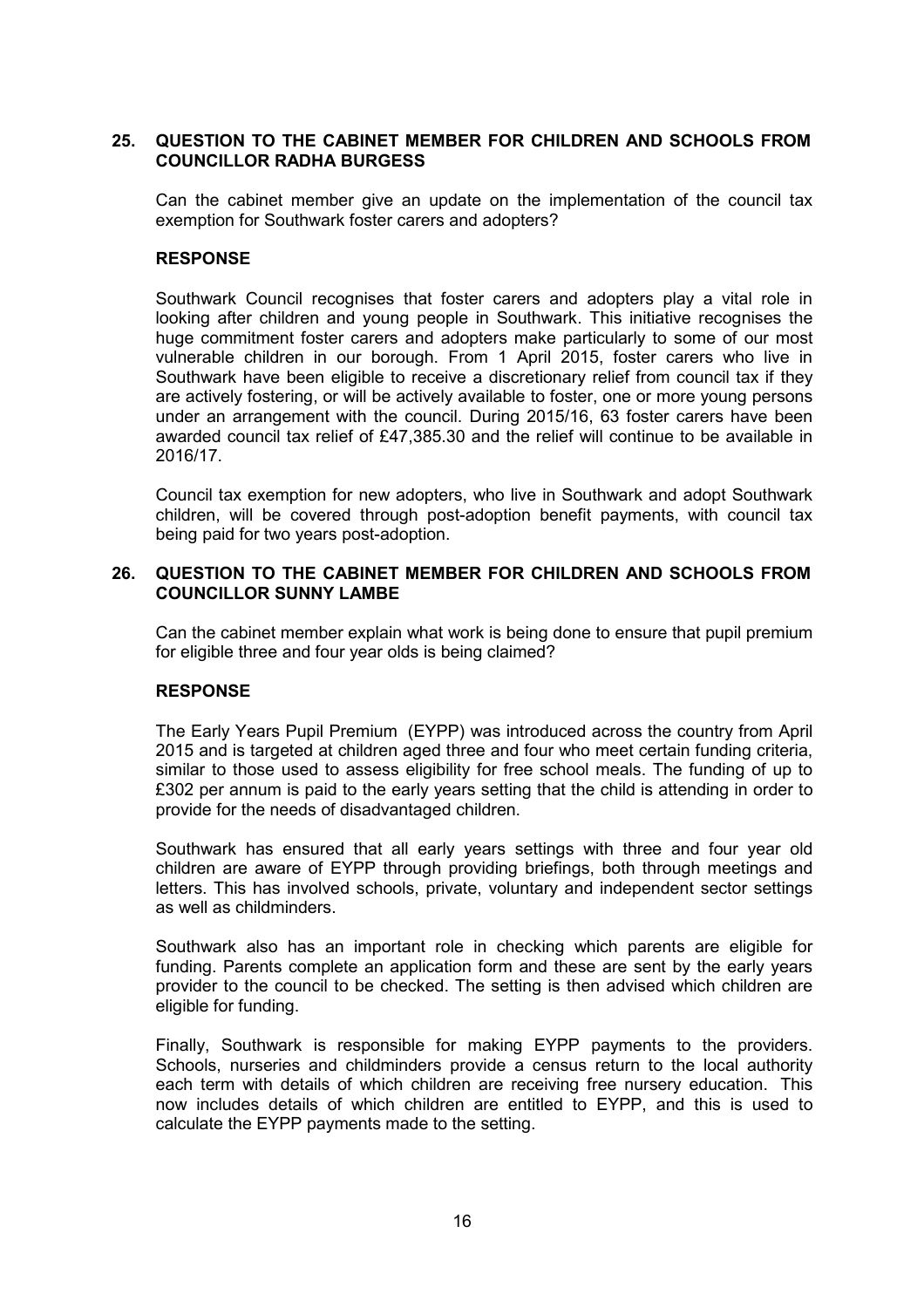## 25. QUESTION TO THE CABINET MEMBER FOR CHILDREN AND SCHOOLS FROM COUNCILLOR RADHA BURGESS

Can the cabinet member give an update on the implementation of the council tax exemption for Southwark foster carers and adopters?

### RESPONSE

Southwark Council recognises that foster carers and adopters play a vital role in looking after children and young people in Southwark. This initiative recognises the huge commitment foster carers and adopters make particularly to some of our most vulnerable children in our borough. From 1 April 2015, foster carers who live in Southwark have been eligible to receive a discretionary relief from council tax if they are actively fostering, or will be actively available to foster, one or more young persons under an arrangement with the council. During 2015/16, 63 foster carers have been awarded council tax relief of £47,385.30 and the relief will continue to be available in 2016/17.

Council tax exemption for new adopters, who live in Southwark and adopt Southwark children, will be covered through post-adoption benefit payments, with council tax being paid for two years post-adoption.

## 26. QUESTION TO THE CABINET MEMBER FOR CHILDREN AND SCHOOLS FROM COUNCILLOR SUNNY LAMBE

Can the cabinet member explain what work is being done to ensure that pupil premium for eligible three and four year olds is being claimed?

### RESPONSE

The Early Years Pupil Premium (EYPP) was introduced across the country from April 2015 and is targeted at children aged three and four who meet certain funding criteria, similar to those used to assess eligibility for free school meals. The funding of up to £302 per annum is paid to the early years setting that the child is attending in order to provide for the needs of disadvantaged children.

Southwark has ensured that all early years settings with three and four year old children are aware of EYPP through providing briefings, both through meetings and letters. This has involved schools, private, voluntary and independent sector settings as well as childminders.

Southwark also has an important role in checking which parents are eligible for funding. Parents complete an application form and these are sent by the early years provider to the council to be checked. The setting is then advised which children are eligible for funding.

Finally, Southwark is responsible for making EYPP payments to the providers. Schools, nurseries and childminders provide a census return to the local authority each term with details of which children are receiving free nursery education. This now includes details of which children are entitled to EYPP, and this is used to calculate the EYPP payments made to the setting.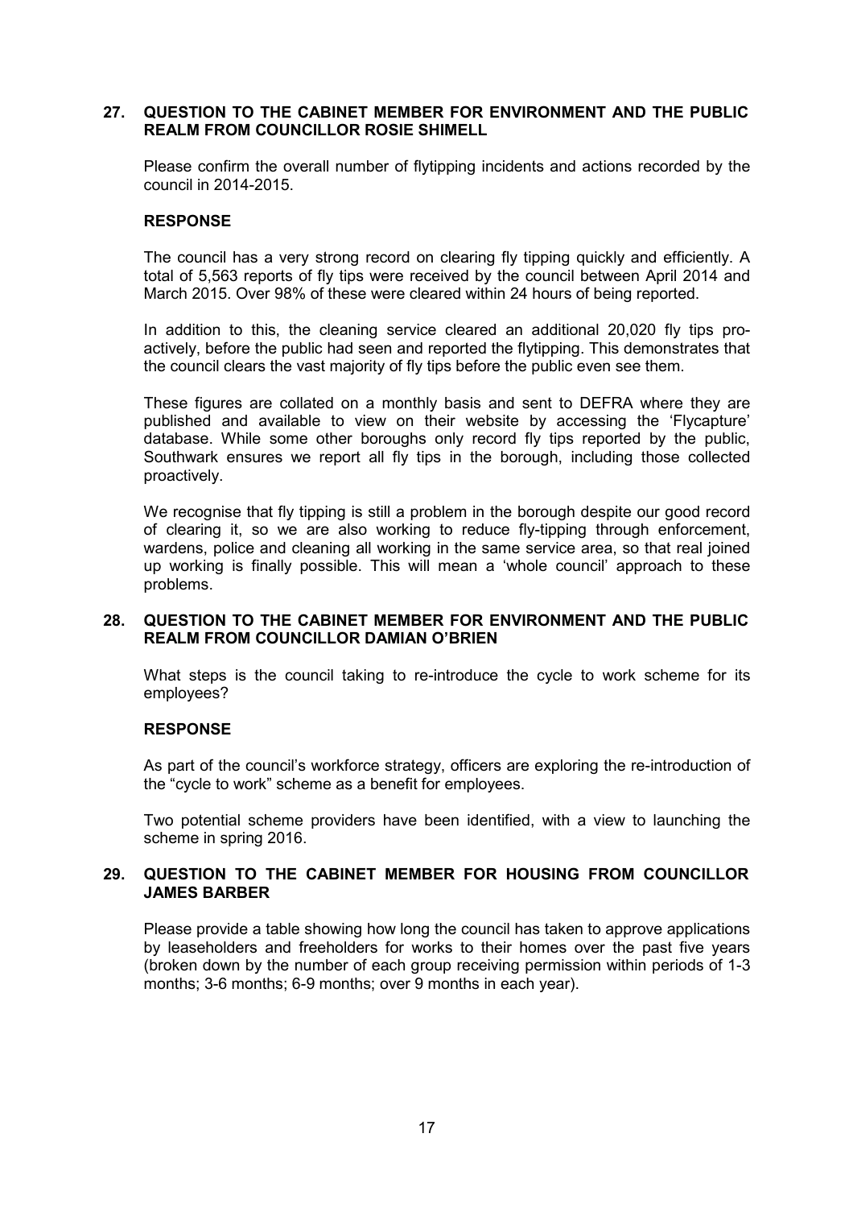## 27. QUESTION TO THE CABINET MEMBER FOR ENVIRONMENT AND THE PUBLIC REALM FROM COUNCILLOR ROSIE SHIMELL

Please confirm the overall number of flytipping incidents and actions recorded by the council in 2014-2015.

### RESPONSE

The council has a very strong record on clearing fly tipping quickly and efficiently. A total of 5,563 reports of fly tips were received by the council between April 2014 and March 2015. Over 98% of these were cleared within 24 hours of being reported.

In addition to this, the cleaning service cleared an additional 20,020 fly tips pro-actively, before the public had seen and reported the flytipping. This demonstrates that the council clears the vast majority of fly tips before the public even see them.

These figures are collated on a monthly basis and sent to DEFRA where they are published and available to view on their website by accessing the 'Flycapture' database. While some other boroughs only record fly tips reported by the public, Southwark ensures we report all fly tips in the borough, including those collected proactively.

We recognise that fly tipping is still a problem in the borough despite our good record of clearing it, so we are also working to reduce fly-tipping through enforcement, wardens, police and cleaning all working in the same service area, so that real joined up working is finally possible. This will mean a 'whole council' approach to these problems.

## 28. QUESTION TO THE CABINET MEMBER FOR ENVIRONMENT AND THE PUBLIC REALM FROM COUNCILLOR DAMIAN O'BRIEN

What steps is the council taking to re-introduce the cycle to work scheme for its employees?

### RESPONSE

As part of the council's workforce strategy, officers are exploring the re-introduction of the "cycle to work" scheme as a benefit for employees.

Two potential scheme providers have been identified, with a view to launching the scheme in spring 2016.

## 29. QUESTION TO THE CABINET MEMBER FOR HOUSING FROM COUNCILLOR JAMES BARBER

Please provide a table showing how long the council has taken to approve applications by leaseholders and freeholders for works to their homes over the past five years (broken down by the number of each group receiving permission within periods of 1-3 months; 3-6 months; 6-9 months; over 9 months in each year).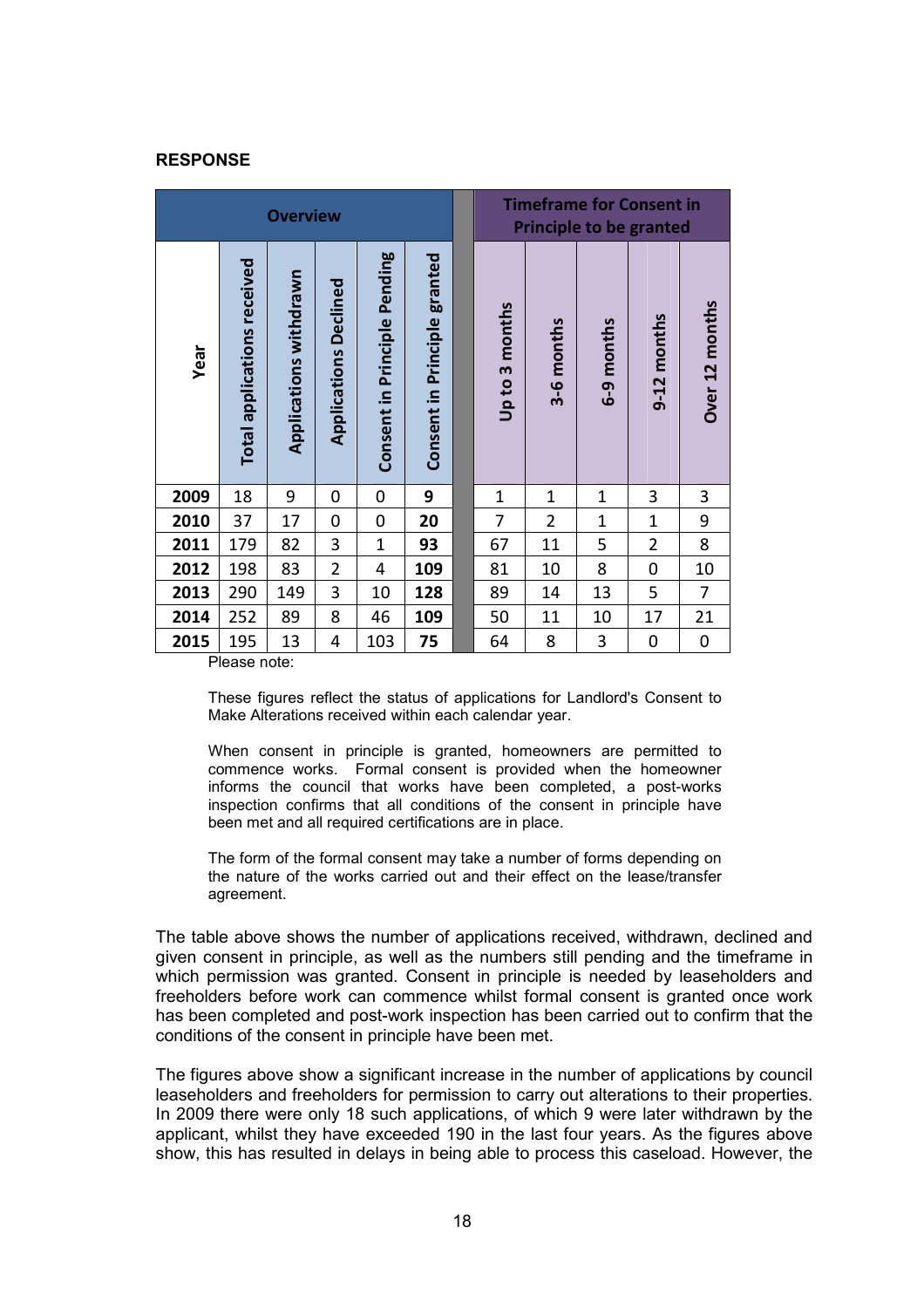**RESPONSE**

| Overview | | | | | | | Timeframe for Consent in Principle to be granted | | | | |
|---|---|---|---|---|---|---|---|---|---|---|---|
| Year | Total applications received | Applications withdrawn | Applications Declined | Consent in Principle Pending | Consent in Principle granted | | Up to 3 months | 3-6 months | 6-9 months | 9-12 months | Over 12 months |
| **2009** | 18 | 9 | 0 | 0 | **9** | | 1 | 1 | 1 | 3 | 3 |
| **2010** | 37 | 17 | 0 | 0 | **20** | | 7 | 2 | 1 | 1 | 9 |
| **2011** | 179 | 82 | 3 | 1 | **93** | | 67 | 11 | 5 | 2 | 8 |
| **2012** | 198 | 83 | 2 | 4 | **109** | | 81 | 10 | 8 | 0 | 10 |
| **2013** | 290 | 149 | 3 | 10 | **128** | | 89 | 14 | 13 | 5 | 7 |
| **2014** | 252 | 89 | 8 | 46 | **109** | | 50 | 11 | 10 | 17 | 21 |
| **2015** | 195 | 13 | 4 | 103 | **75** | | 64 | 8 | 3 | 0 | 0 |

Please note:

These figures reflect the status of applications for Landlord's Consent to Make Alterations received within each calendar year.

When consent in principle is granted, homeowners are permitted to commence works. Formal consent is provided when the homeowner informs the council that works have been completed, a post-works inspection confirms that all conditions of the consent in principle have been met and all required certifications are in place.

The form of the formal consent may take a number of forms depending on the nature of the works carried out and their effect on the lease/transfer agreement.

The table above shows the number of applications received, withdrawn, declined and given consent in principle, as well as the numbers still pending and the timeframe in which permission was granted. Consent in principle is needed by leaseholders and freeholders before work can commence whilst formal consent is granted once work has been completed and post-work inspection has been carried out to confirm that the conditions of the consent in principle have been met.

The figures above show a significant increase in the number of applications by council leaseholders and freeholders for permission to carry out alterations to their properties. In 2009 there were only 18 such applications, of which 9 were later withdrawn by the applicant, whilst they have exceeded 190 in the last four years. As the figures above show, this has resulted in delays in being able to process this caseload. However, the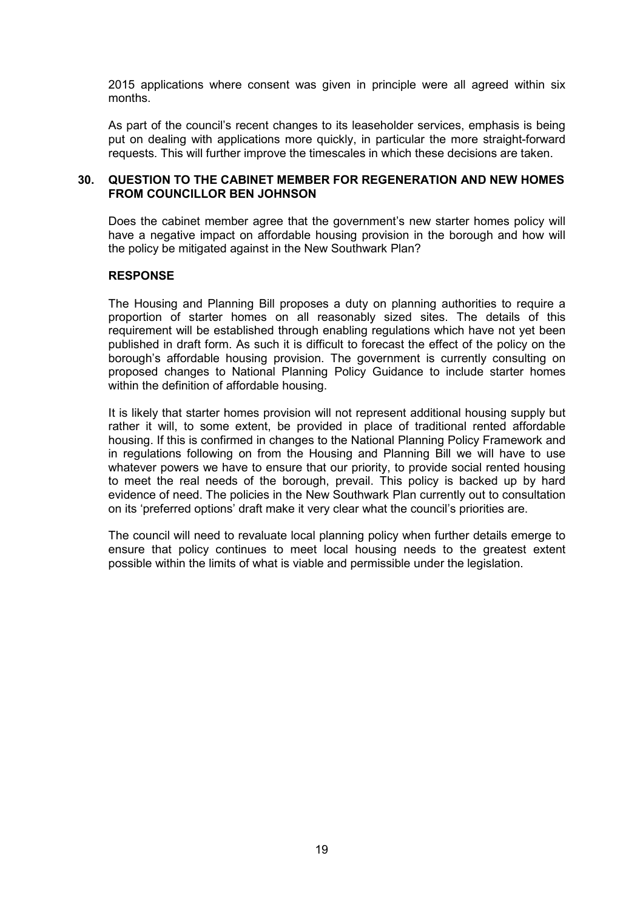2015 applications where consent was given in principle were all agreed within six months.

As part of the council's recent changes to its leaseholder services, emphasis is being put on dealing with applications more quickly, in particular the more straight-forward requests. This will further improve the timescales in which these decisions are taken.

## 30. QUESTION TO THE CABINET MEMBER FOR REGENERATION AND NEW HOMES FROM COUNCILLOR BEN JOHNSON

Does the cabinet member agree that the government's new starter homes policy will have a negative impact on affordable housing provision in the borough and how will the policy be mitigated against in the New Southwark Plan?

### RESPONSE

The Housing and Planning Bill proposes a duty on planning authorities to require a proportion of starter homes on all reasonably sized sites. The details of this requirement will be established through enabling regulations which have not yet been published in draft form. As such it is difficult to forecast the effect of the policy on the borough's affordable housing provision. The government is currently consulting on proposed changes to National Planning Policy Guidance to include starter homes within the definition of affordable housing.

It is likely that starter homes provision will not represent additional housing supply but rather it will, to some extent, be provided in place of traditional rented affordable housing. If this is confirmed in changes to the National Planning Policy Framework and in regulations following on from the Housing and Planning Bill we will have to use whatever powers we have to ensure that our priority, to provide social rented housing to meet the real needs of the borough, prevail. This policy is backed up by hard evidence of need. The policies in the New Southwark Plan currently out to consultation on its 'preferred options' draft make it very clear what the council's priorities are.

The council will need to revaluate local planning policy when further details emerge to ensure that policy continues to meet local housing needs to the greatest extent possible within the limits of what is viable and permissible under the legislation.